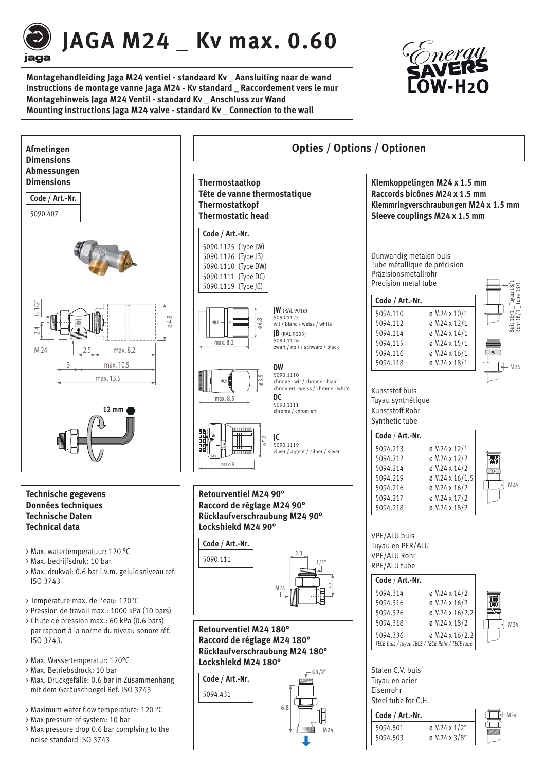# JAGA M24 _ Kv max. 0.60

**Montagehandleiding Jaga M24 ventiel - standaard Kv _ Aansluiting naar de wand**
**Instructions de montage vanne Jaga M24 - Kv standard _ Raccordement vers le mur**
**Montagehinweis Jaga M24 Ventil - standard Kv _ Anschluss zur Wand**
**Mounting instructions Jaga M24 valve - standard Kv _ Connection to the wall**

Energy SAVERS LOW-H2O

## Afmetingen / Dimensions / Abmessungen / Dimensions

| Code / Art.-Nr. |
| --- |
| 5090.407 |

G 1/2" · 2.4 · ø 4.8 · M 24 · 2.5 · max. 8.2 · 3 · max. 10.5 · max. 13.5

12 mm

## Technische gegevens / Données techniques / Technische Daten / Technical data

- Max. watertemperatuur: 120 °C
- Max. bedrijfsdruk: 10 bar
- Max. drukval: 0.6 bar i.v.m. geluidsniveau ref. ISO 3743

- Température max. de l'eau: 120°C
- Pression de travail max.: 1000 kPa (10 bars)
- Chute de pression max.: 60 kPa (0.6 bars) par rapport à la norme du niveau sonore réf. ISO 3743.

- Max. Wassertemperatur: 120°C
- Max. Betriebsdruck: 10 bar
- Max. Druckgefälle: 0.6 bar in Zusammenhang mit dem Geräuschpegel Ref. ISO 3743

- Maximum water flow temperature: 120 °C
- Max pressure of system: 10 bar
- Max pressure drop 0.6 bar complying to the noise standard ISO 3743

## Opties / Options / Optionen

### Thermostaatkop / Tête de vanne thermostatique / Thermostatkopf / Thermostatic head

| Code / Art.-Nr. |
| --- |
| 5090.1125 (Type JW) |
| 5090.1126 (Type JB) |
| 5090.1110 (Type DW) |
| 5090.1111 (Type DC) |
| 5090.1119 (Type JC) |

**JW** (RAL 9016) 5090.1125 wit / blanc / weiss / white — max. 8.2, ø 4.8

**JB** (RAL 9005) 5090.1126 zwart / noir / schwarz / black

**DW** 5090.1110 chrome - wit / chrome - blanc chromiert - weiss / chrome - white — max. 8.5, ø 3.9

**DC** 5090.1111 chrome / chromiert

**JC** 5090.1119 zilver / argent / silber / silver — max. 9, ø 5.2

### Retourventiel M24 90° / Raccord de réglage M24 90° / Rücklaufverschraubung M24 90° / Lockshiekd M24 90°

| Code / Art.-Nr. |
| --- |
| 5090.111 |

2.3 · 1/2" · M24 · 3

### Retourventiel M24 180° / Raccord de réglage M24 180° / Rücklaufverschraubung M24 180° / Lockshiekd M24 180°

| Code / Art.-Nr. |
| --- |
| 5094.431 |

G1/2" · 6.8 · M24

### Klemkoppelingen M24 x 1.5 mm / Raccords bicônes M24 x 1.5 mm / Klemmringverschraubungen M24 x 1.5 mm / Sleeve couplings M24 x 1.5 mm

Dunwandig metalen buis
Tube métallique de précision
Präzisionsmetallrohr
Precision metal tube

| Code / Art.-Nr. | |
| --- | --- |
| 5094.110 | ø M24 x 10/1 |
| 5094.112 | ø M24 x 12/1 |
| 5094.114 | ø M24 x 14/1 |
| 5094.115 | ø M24 x 15/1 |
| 5094.116 | ø M24 x 16/1 |
| 5094.118 | ø M24 x 18/1 |

Buis 18/1 _ Tuyau 18/1 / Rohr 18/1 _ Tube 18/1 — M24

Kunststof buis
Tuyau synthétique
Kunststoff Rohr
Synthetic tube

| Code / Art.-Nr. | |
| --- | --- |
| 5094.213 | ø M24 x 12/1 |
| 5094.212 | ø M24 x 12/2 |
| 5094.214 | ø M24 x 14/2 |
| 5094.219 | ø M24 x 16/1.5 |
| 5094.216 | ø M24 x 16/2 |
| 5094.217 | ø M24 x 17/2 |
| 5094.218 | ø M24 x 18/2 |

VPE/ALU buis
Tuyau en PER/ALU
VPE/ALU Rohr
RPE/ALU tube

| Code / Art.-Nr. | |
| --- | --- |
| 5094.314 | ø M24 x 14/2 |
| 5094.316 | ø M24 x 16/2 |
| 5094.326 | ø M24 x 16/2.2 |
| 5094.318 | ø M24 x 18/2 |
| 5094.336 | ø M24 x 16/2.2 |

*TECE-buis / tuyau TECE / TECE-Rohr / TECE tube*

Stalen C.V. buis
Tuyau en acier
Eisenrohr
Steel tube for C.H.

| Code / Art.-Nr. | |
| --- | --- |
| 5094.501 | ø M24 x 1/2" |
| 5094.503 | ø M24 x 3/8" |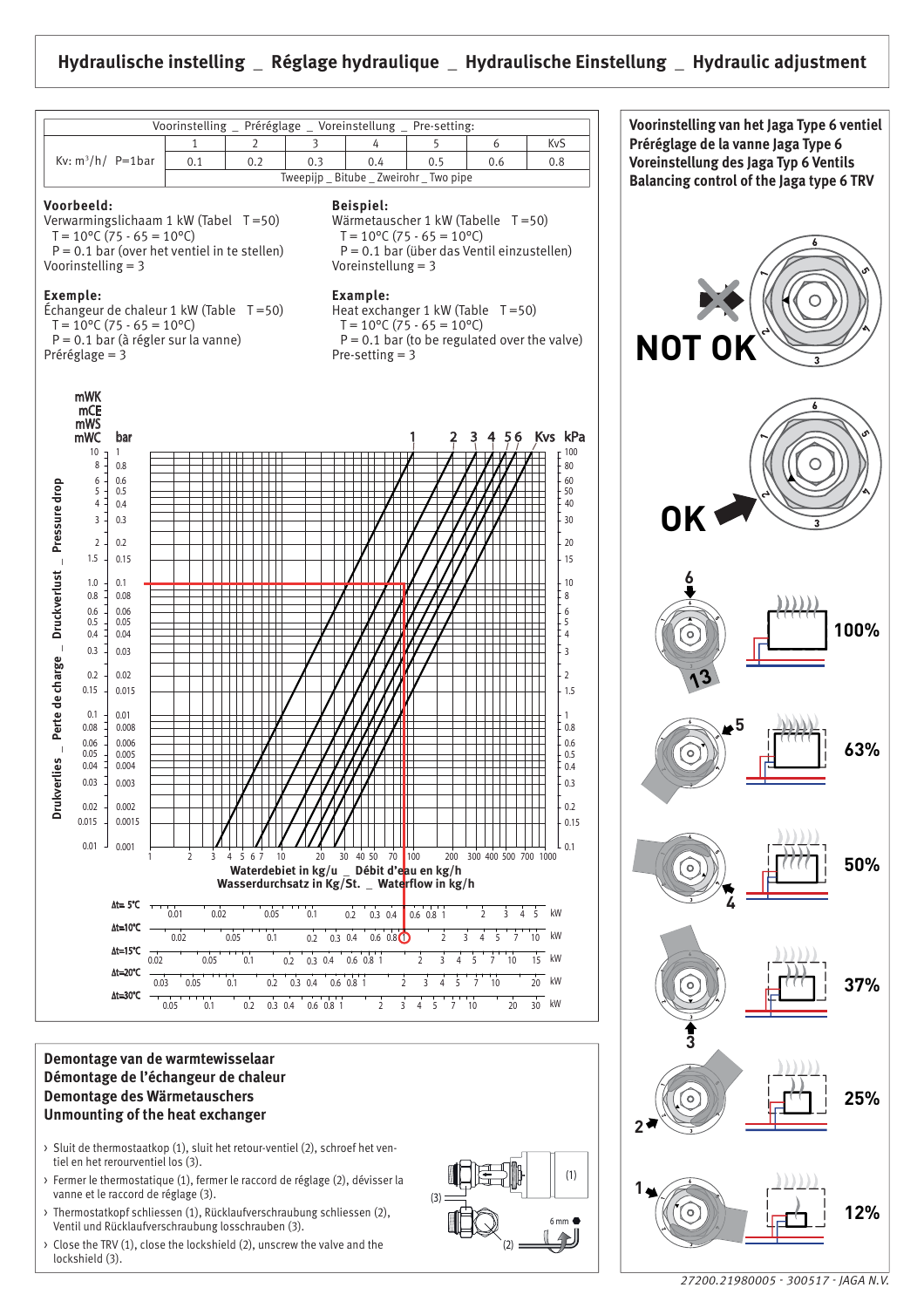# Hydraulische instelling _ Réglage hydraulique _ Hydraulische Einstellung _ Hydraulic adjustment

| Voorinstelling _ Préréglage _ Voreinstellung _ Pre-setting: | | | | | | | |
|---|---|---|---|---|---|---|---|
| | 1 | 2 | 3 | 4 | 5 | 6 | KvS |
| Kv: m³/h/ P=1bar | 0.1 | 0.2 | 0.3 | 0.4 | 0.5 | 0.6 | 0.8 |
| | Tweepijp _ Bitube _ Zweirohr _ Two pipe | | | | | | |

**Voorbeeld:**
Verwarmingslichaam 1 kW (Tabel T=50)
T = 10°C (75 - 65 = 10°C)
P = 0.1 bar (over het ventiel in te stellen)
Voorinstelling = 3

**Beispiel:**
Wärmetauscher 1 kW (Tabelle T=50)
T = 10°C (75 - 65 = 10°C)
P = 0.1 bar (über das Ventil einzustellen)
Voreinstellung = 3

**Exemple:**
Échangeur de chaleur 1 kW (Table T=50)
T = 10°C (75 - 65 = 10°C)
P = 0.1 bar (à régler sur la vanne)
Préréglage = 3

**Example:**
Heat exchanger 1 kW (Table T=50)
T = 10°C (75 - 65 = 10°C)
P = 0.1 bar (to be regulated over the valve)
Pre-setting = 3

mWK
mCE
mWS
mWC
bar
1 2 3 4 5 6 Kvs kPa

Drukverlies _ Perte de charge _ Druckverlust _ Pressure drop

Waterdebiet in kg/u _ Débit d'eau en kg/h
Wasserdurchsatz in Kg/St. _ Waterflow in kg/h

Δt= 5°C
Δt=10°C
Δt=15°C
Δt=20°C
Δt=30°C
kW

**Voorinstelling van het Jaga Type 6 ventiel**
**Préréglage de la vanne Jaga Type 6**
**Voreinstellung des Jaga Typ 6 Ventils**
**Balancing control of the Jaga type 6 TRV**

NOT OK

OK

6 — 13 — 100%

5 — 63%

4 — 50%

3 — 37%

2 — 25%

1 — 12%

## Demontage van de warmtewisselaar
## Démontage de l'échangeur de chaleur
## Demontage des Wärmetauschers
## Unmounting of the heat exchanger

- Sluit de thermostaatkop (1), sluit het retour-ventiel (2), schroef het ventiel en het retourventiel los (3).
- Fermer le thermostatique (1), fermer le raccord de réglage (2), dévisser la vanne et le raccord de réglage (3).
- Thermostatkopf schliessen (1), Rücklaufverschraubung schliessen (2), Ventil und Rücklaufverschraubung losschrauben (3).
- Close the TRV (1), close the lockshield (2), unscrew the valve and the lockshield (3).

(1) (2) (3) 6 mm

27200.21980005 - 300517 - JAGA N.V.